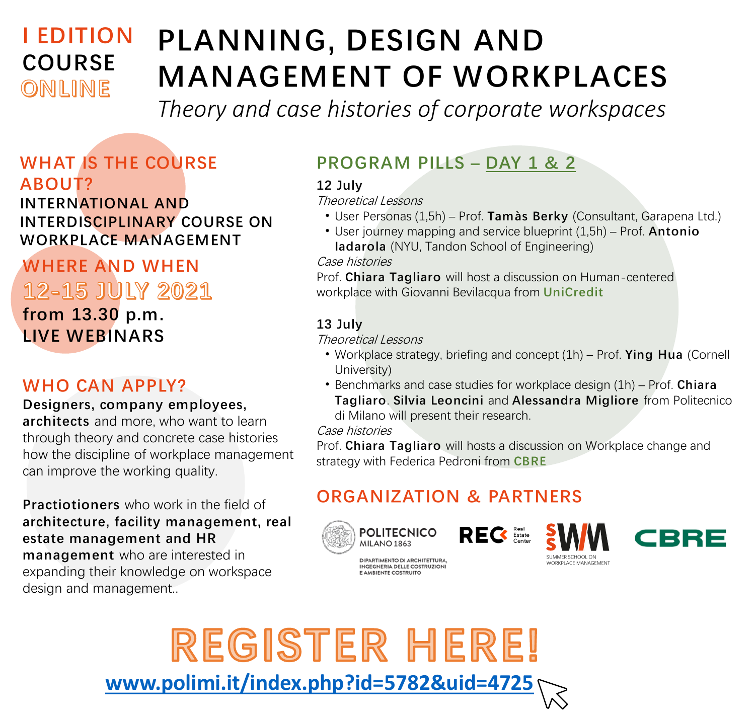I EDITION
COURSE
ONLINE

# PLANNING, DESIGN AND MANAGEMENT OF WORKPLACES

*Theory and case histories of corporate workspaces*

## WHAT IS THE COURSE ABOUT?

**INTERNATIONAL AND INTERDISCIPLINARY COURSE ON WORKPLACE MANAGEMENT**

## WHERE AND WHEN

**12-15 JULY 2021**

**from 13.30 p.m.**
**LIVE WEBINARS**

## WHO CAN APPLY?

**Designers, company employees, architects** and more, who want to learn through theory and concrete case histories how the discipline of workplace management can improve the working quality.

**Practiotioners** who work in the field of **architecture, facility management, real estate management and HR management** who are interested in expanding their knowledge on workspace design and management..

## PROGRAM PILLS – DAY 1 & 2

**12 July**

*Theoretical Lessons*

- User Personas (1,5h) – Prof. **Tamàs Berky** (Consultant, Garapena Ltd.)
- User journey mapping and service blueprint (1,5h) – Prof. **Antonio Iadarola** (NYU, Tandon School of Engineering)

*Case histories*

Prof. **Chiara Tagliaro** will host a discussion on Human-centered workplace with Giovanni Bevilacqua from **UniCredit**

**13 July**

*Theoretical Lessons*

- Workplace strategy, briefing and concept (1h) – Prof. **Ying Hua** (Cornell University)
- Benchmarks and case studies for workplace design (1h) – Prof. **Chiara Tagliaro**. **Silvia Leoncini** and **Alessandra Migliore** from Politecnico di Milano will present their research.

*Case histories*

Prof. **Chiara Tagliaro** will hosts a discussion on Workplace change and strategy with Federica Pedroni from **CBRE**

## ORGANIZATION & PARTNERS

POLITECNICO MILANO 1863 – DIPARTIMENTO DI ARCHITETTURA, INGEGNERIA DELLE COSTRUZIONI E AMBIENTE COSTRUITO
REC Real Estate Center
SSWM SUMMER SCHOOL ON WORKPLACE MANAGEMENT
CBRE

# REGISTER HERE!

www.polimi.it/index.php?id=5782&uid=4725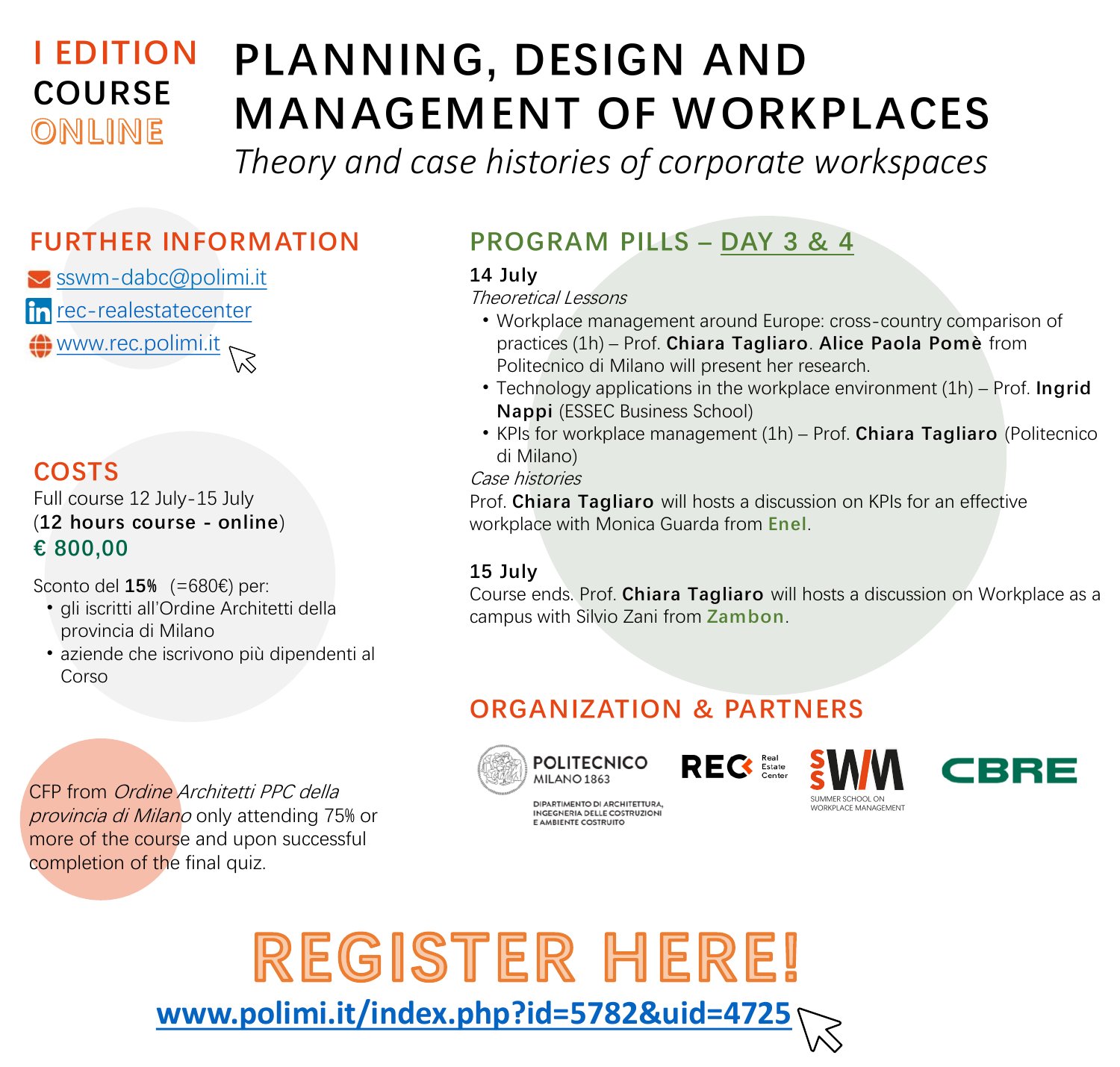I EDITION
COURSE
ONLINE

# PLANNING, DESIGN AND MANAGEMENT OF WORKPLACES

*Theory and case histories of corporate workspaces*

## FURTHER INFORMATION

- sswm-dabc@polimi.it
- rec-realestatecenter
- www.rec.polimi.it

## COSTS

Full course 12 July-15 July
(**12 hours course - online**)
**€ 800,00**

Sconto del **15%** (=680€) per:

- gli iscritti all'Ordine Architetti della provincia di Milano
- aziende che iscrivono più dipendenti al Corso

CFP from *Ordine Architetti PPC della provincia di Milano* only attending 75% or more of the course and upon successful completion of the final quiz.

## PROGRAM PILLS – DAY 3 & 4

**14 July**

*Theoretical Lessons*

- Workplace management around Europe: cross-country comparison of practices (1h) – Prof. **Chiara Tagliaro**. **Alice Paola Pomè** from Politecnico di Milano will present her research.
- Technology applications in the workplace environment (1h) – Prof. **Ingrid Nappi** (ESSEC Business School)
- KPIs for workplace management (1h) – Prof. **Chiara Tagliaro** (Politecnico di Milano)

*Case histories*

Prof. **Chiara Tagliaro** will hosts a discussion on KPIs for an effective workplace with Monica Guarda from **Enel**.

**15 July**

Course ends. Prof. **Chiara Tagliaro** will hosts a discussion on Workplace as a campus with Silvio Zani from **Zambon**.

## ORGANIZATION & PARTNERS

POLITECNICO MILANO 1863 – DIPARTIMENTO DI ARCHITETTURA, INGEGNERIA DELLE COSTRUZIONI E AMBIENTE COSTRUITO
REC Real Estate Center
SSWM SUMMER SCHOOL ON WORKPLACE MANAGEMENT
CBRE

# REGISTER HERE!

www.polimi.it/index.php?id=5782&uid=4725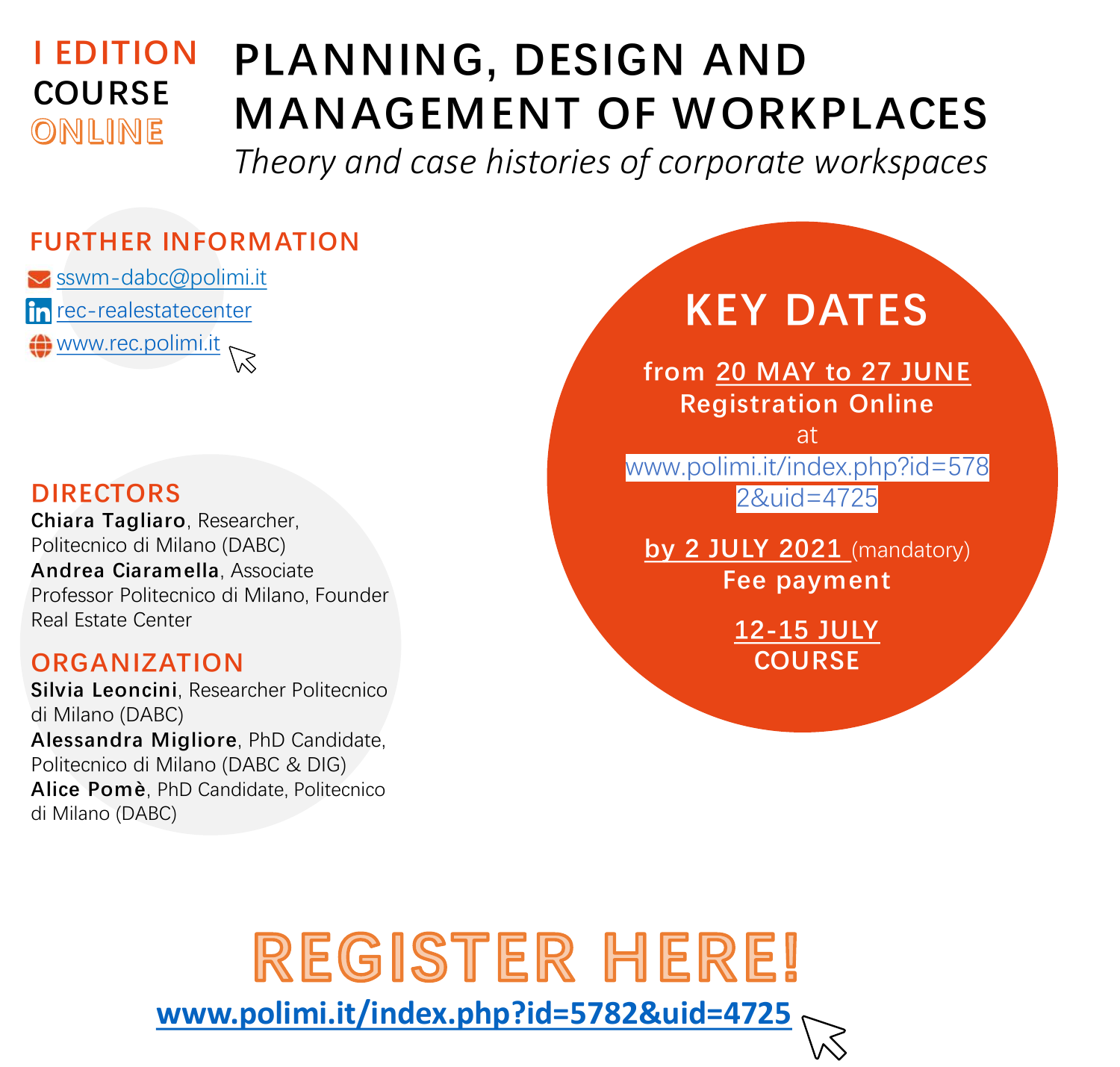I EDITION
COURSE
ONLINE

# PLANNING, DESIGN AND MANAGEMENT OF WORKPLACES

*Theory and case histories of corporate workspaces*

## FURTHER INFORMATION

sswm-dabc@polimi.it
rec-realestatecenter
www.rec.polimi.it

## KEY DATES

from 20 MAY to 27 JUNE
**Registration Online**
at
www.polimi.it/index.php?id=5782&uid=4725

by 2 JULY 2021 (mandatory)
**Fee payment**

12-15 JULY
**COURSE**

## DIRECTORS

**Chiara Tagliaro**, Researcher, Politecnico di Milano (DABC)
**Andrea Ciaramella**, Associate Professor Politecnico di Milano, Founder Real Estate Center

## ORGANIZATION

**Silvia Leoncini**, Researcher Politecnico di Milano (DABC)
**Alessandra Migliore**, PhD Candidate, Politecnico di Milano (DABC & DIG)
**Alice Pomè**, PhD Candidate, Politecnico di Milano (DABC)

# REGISTER HERE!

www.polimi.it/index.php?id=5782&uid=4725